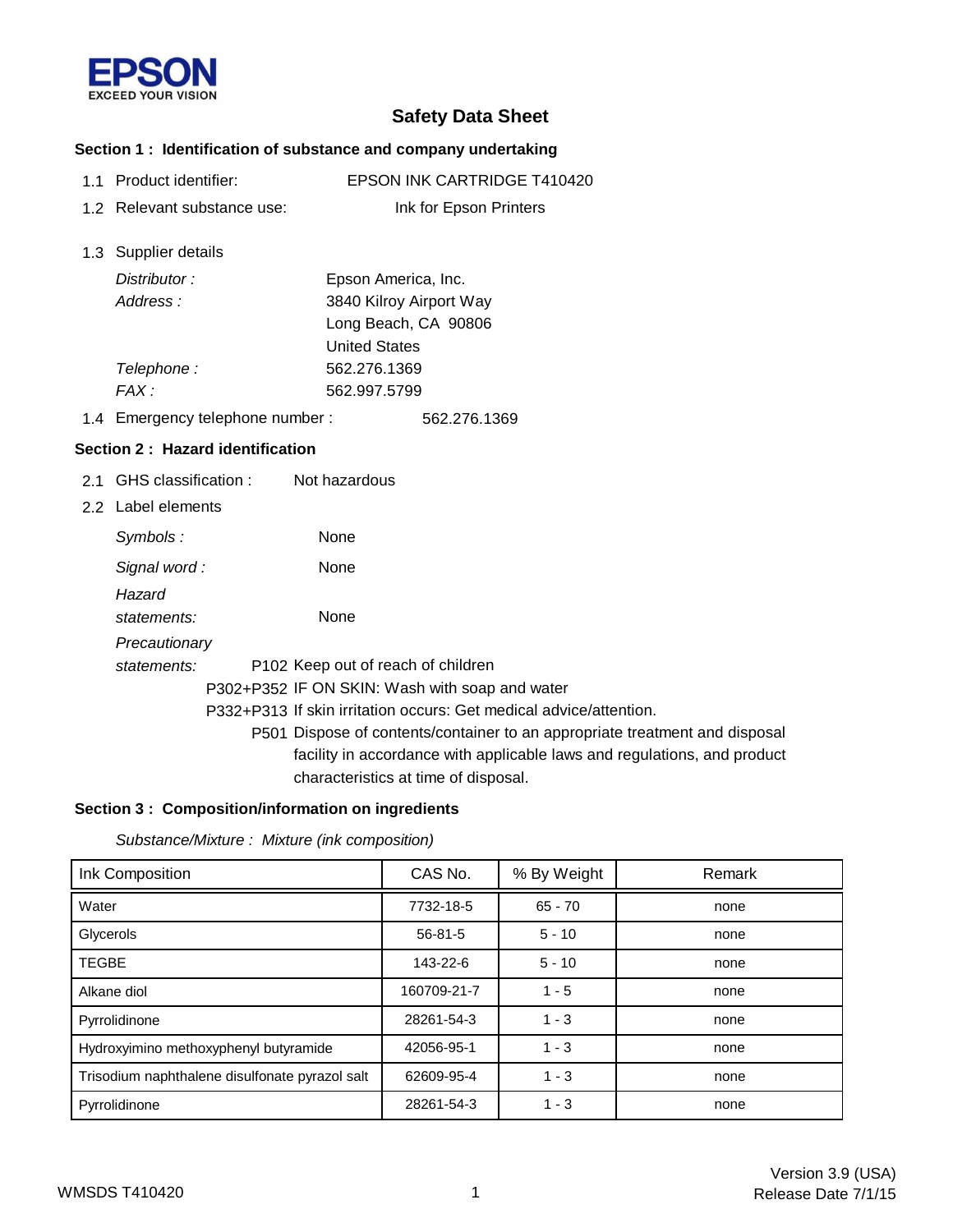EPSON
EXCEED YOUR VISION

# Safety Data Sheet

## Section 1 : Identification of substance and company undertaking

1.1 Product identifier: EPSON INK CARTRIDGE T410420

1.2 Relevant substance use: Ink for Epson Printers

1.3 Supplier details

| | |
|---|---|
| *Distributor :* | Epson America, Inc. |
| *Address :* | 3840 Kilroy Airport Way<br>Long Beach, CA 90806<br>United States |
| *Telephone :* | 562.276.1369 |
| *FAX :* | 562.997.5799 |

1.4 Emergency telephone number : 562.276.1369

## Section 2 : Hazard identification

2.1 GHS classification : Not hazardous

2.2 Label elements

*Symbols :* None

*Signal word :* None

*Hazard statements:* None

*Precautionary statements:*

P102 Keep out of reach of children

P302+P352 IF ON SKIN: Wash with soap and water

P332+P313 If skin irritation occurs: Get medical advice/attention.

P501 Dispose of contents/container to an appropriate treatment and disposal facility in accordance with applicable laws and regulations, and product characteristics at time of disposal.

## Section 3 : Composition/information on ingredients

*Substance/Mixture : Mixture (ink composition)*

| Ink Composition | CAS No. | % By Weight | Remark |
|---|---|---|---|
| Water | 7732-18-5 | 65 - 70 | none |
| Glycerols | 56-81-5 | 5 - 10 | none |
| TEGBE | 143-22-6 | 5 - 10 | none |
| Alkane diol | 160709-21-7 | 1 - 5 | none |
| Pyrrolidinone | 28261-54-3 | 1 - 3 | none |
| Hydroxyimino methoxyphenyl butyramide | 42056-95-1 | 1 - 3 | none |
| Trisodium naphthalene disulfonate pyrazol salt | 62609-95-4 | 1 - 3 | none |
| Pyrrolidinone | 28261-54-3 | 1 - 3 | none |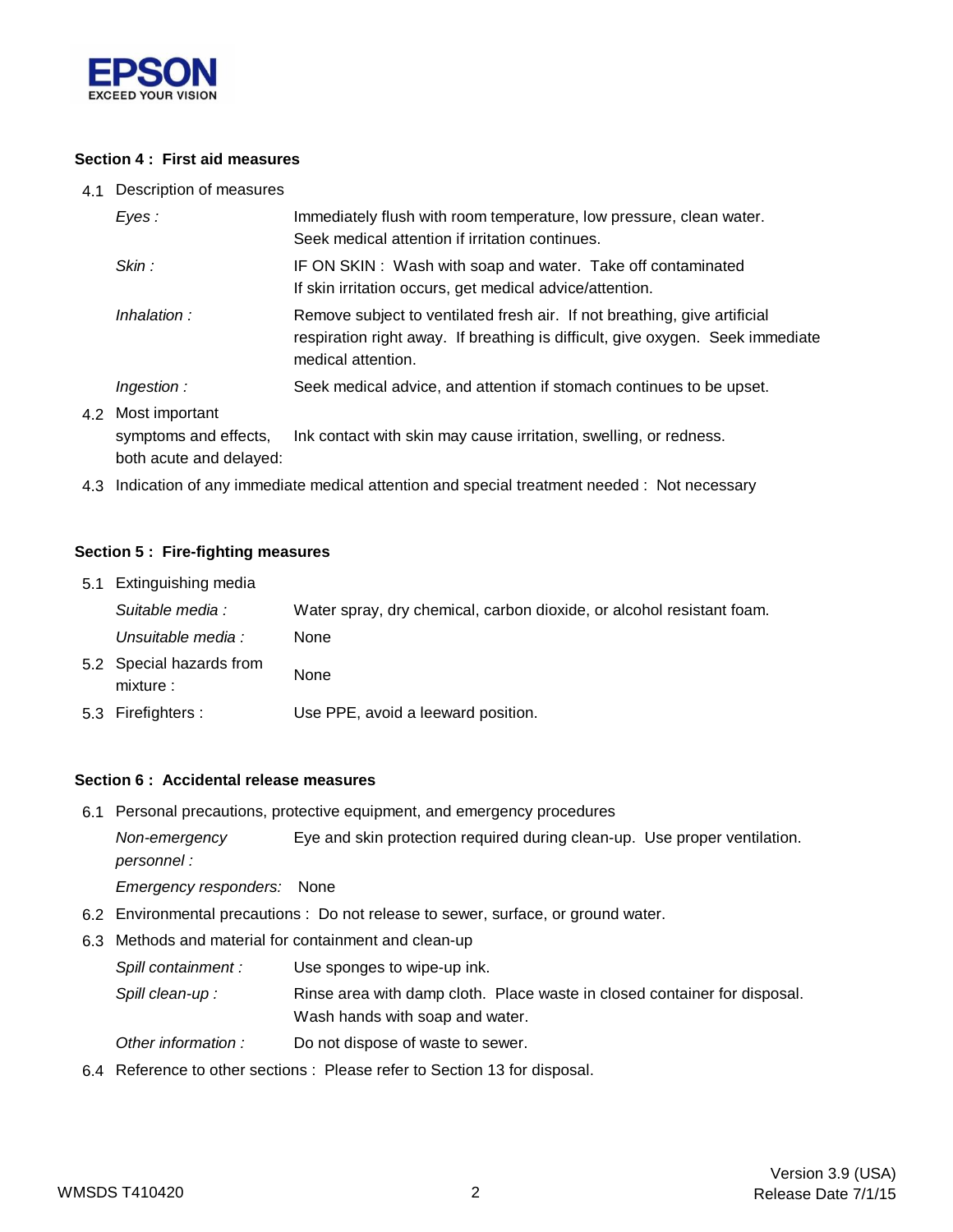## Section 4 : First aid measures

4.1 Description of measures

| | |
|---|---|
| *Eyes :* | Immediately flush with room temperature, low pressure, clean water. Seek medical attention if irritation continues. |
| *Skin :* | IF ON SKIN : Wash with soap and water. Take off contaminated If skin irritation occurs, get medical advice/attention. |
| *Inhalation :* | Remove subject to ventilated fresh air. If not breathing, give artificial respiration right away. If breathing is difficult, give oxygen. Seek immediate medical attention. |
| *Ingestion :* | Seek medical advice, and attention if stomach continues to be upset. |

4.2 Most important symptoms and effects, both acute and delayed: Ink contact with skin may cause irritation, swelling, or redness.

4.3 Indication of any immediate medical attention and special treatment needed : Not necessary

## Section 5 : Fire-fighting measures

5.1 Extinguishing media

| | |
|---|---|
| *Suitable media :* | Water spray, dry chemical, carbon dioxide, or alcohol resistant foam. |
| *Unsuitable media :* | None |

5.2 Special hazards from mixture : None

5.3 Firefighters : Use PPE, avoid a leeward position.

## Section 6 : Accidental release measures

6.1 Personal precautions, protective equipment, and emergency procedures

| | |
|---|---|
| *Non-emergency personnel :* | Eye and skin protection required during clean-up. Use proper ventilation. |
| *Emergency responders:* | None |

6.2 Environmental precautions : Do not release to sewer, surface, or ground water.

6.3 Methods and material for containment and clean-up

| | |
|---|---|
| *Spill containment :* | Use sponges to wipe-up ink. |
| *Spill clean-up :* | Rinse area with damp cloth. Place waste in closed container for disposal. Wash hands with soap and water. |
| *Other information :* | Do not dispose of waste to sewer. |

6.4 Reference to other sections : Please refer to Section 13 for disposal.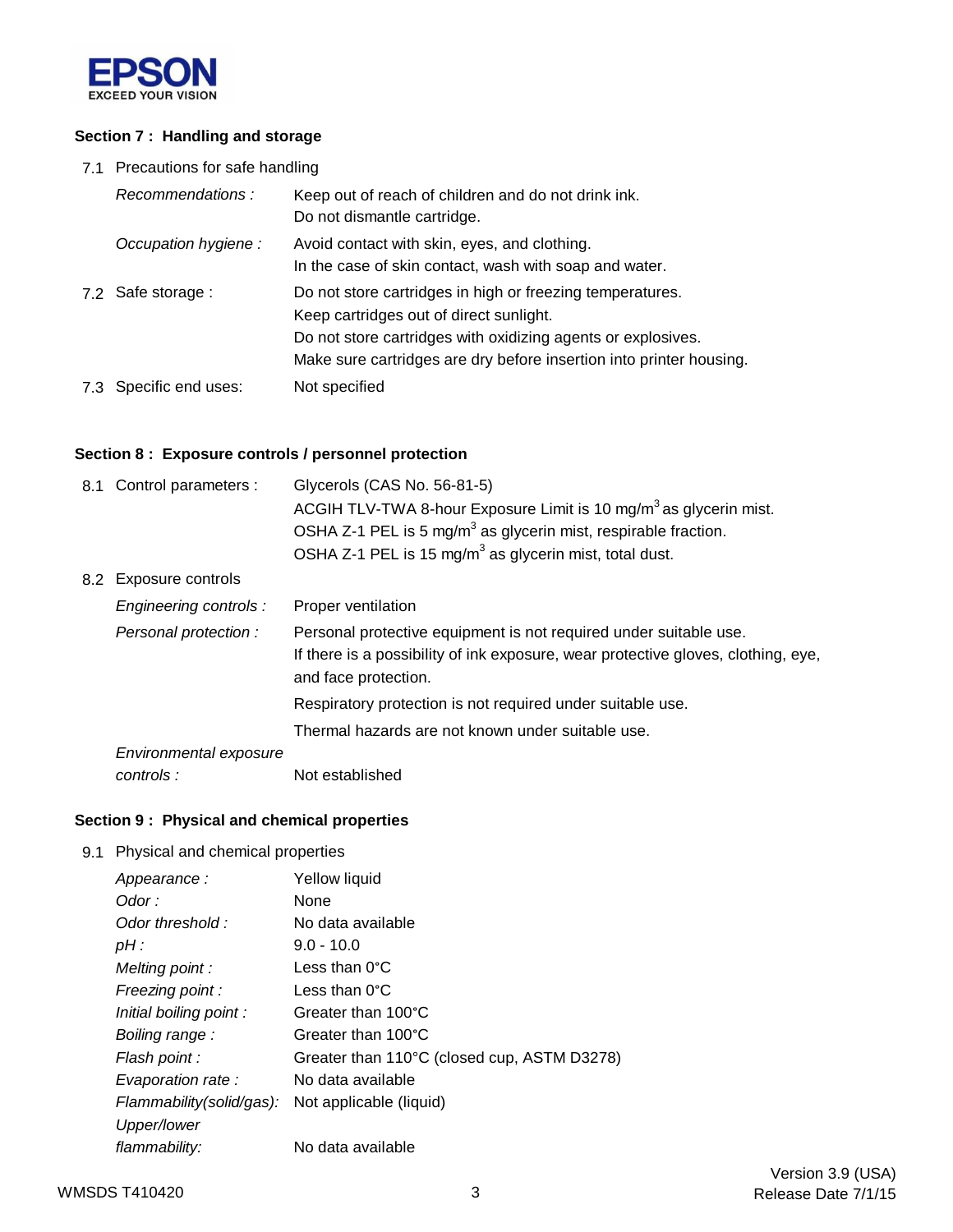### Section 7 : Handling and storage

7.1 Precautions for safe handling

| | |
|---|---|
| *Recommendations :* | Keep out of reach of children and do not drink ink.<br>Do not dismantle cartridge. |
| *Occupation hygiene :* | Avoid contact with skin, eyes, and clothing.<br>In the case of skin contact, wash with soap and water. |
| 7.2 Safe storage : | Do not store cartridges in high or freezing temperatures.<br>Keep cartridges out of direct sunlight.<br>Do not store cartridges with oxidizing agents or explosives.<br>Make sure cartridges are dry before insertion into printer housing. |
| 7.3 Specific end uses: | Not specified |

### Section 8 : Exposure controls / personnel protection

| | |
|---|---|
| 8.1 Control parameters : | Glycerols (CAS No. 56-81-5)<br>ACGIH TLV-TWA 8-hour Exposure Limit is 10 mg/m$^3$ as glycerin mist.<br>OSHA Z-1 PEL is 5 mg/m$^3$ as glycerin mist, respirable fraction.<br>OSHA Z-1 PEL is 15 mg/m$^3$ as glycerin mist, total dust. |
| 8.2 Exposure controls | |
| *Engineering controls :* | Proper ventilation |
| *Personal protection :* | Personal protective equipment is not required under suitable use.<br>If there is a possibility of ink exposure, wear protective gloves, clothing, eye, and face protection.<br>Respiratory protection is not required under suitable use.<br>Thermal hazards are not known under suitable use. |
| *Environmental exposure controls :* | Not established |

### Section 9 : Physical and chemical properties

9.1 Physical and chemical properties

| | |
|---|---|
| *Appearance :* | Yellow liquid |
| *Odor :* | None |
| *Odor threshold :* | No data available |
| *pH :* | 9.0 - 10.0 |
| *Melting point :* | Less than 0°C |
| *Freezing point :* | Less than 0°C |
| *Initial boiling point :* | Greater than 100°C |
| *Boiling range :* | Greater than 100°C |
| *Flash point :* | Greater than 110°C (closed cup, ASTM D3278) |
| *Evaporation rate :* | No data available |
| *Flammability(solid/gas):* | Not applicable (liquid) |
| *Upper/lower flammability:* | No data available |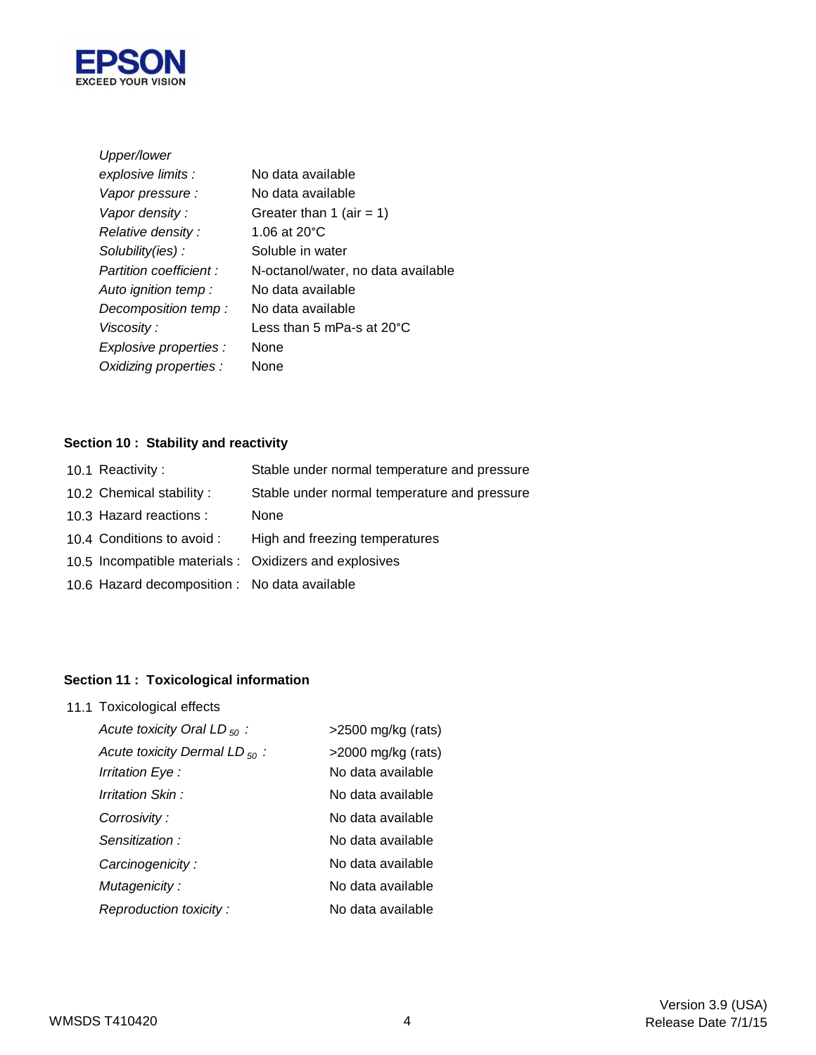| | |
|---|---|
| *Upper/lower explosive limits :* | No data available |
| *Vapor pressure :* | No data available |
| *Vapor density :* | Greater than 1 (air = 1) |
| *Relative density :* | 1.06 at 20°C |
| *Solubility(ies) :* | Soluble in water |
| *Partition coefficient :* | N-octanol/water, no data available |
| *Auto ignition temp :* | No data available |
| *Decomposition temp :* | No data available |
| *Viscosity :* | Less than 5 mPa-s at 20°C |
| *Explosive properties :* | None |
| *Oxidizing properties :* | None |

**Section 10 : Stability and reactivity**

| | |
|---|---|
| 10.1 Reactivity : | Stable under normal temperature and pressure |
| 10.2 Chemical stability : | Stable under normal temperature and pressure |
| 10.3 Hazard reactions : | None |
| 10.4 Conditions to avoid : | High and freezing temperatures |
| 10.5 Incompatible materials : | Oxidizers and explosives |
| 10.6 Hazard decomposition : | No data available |

**Section 11 : Toxicological information**

11.1 Toxicological effects

| | |
|---|---|
| *Acute toxicity Oral $LD_{50}$ :* | >2500 mg/kg (rats) |
| *Acute toxicity Dermal $LD_{50}$ :* | >2000 mg/kg (rats) |
| *Irritation Eye :* | No data available |
| *Irritation Skin :* | No data available |
| *Corrosivity :* | No data available |
| *Sensitization :* | No data available |
| *Carcinogenicity :* | No data available |
| *Mutagenicity :* | No data available |
| *Reproduction toxicity :* | No data available |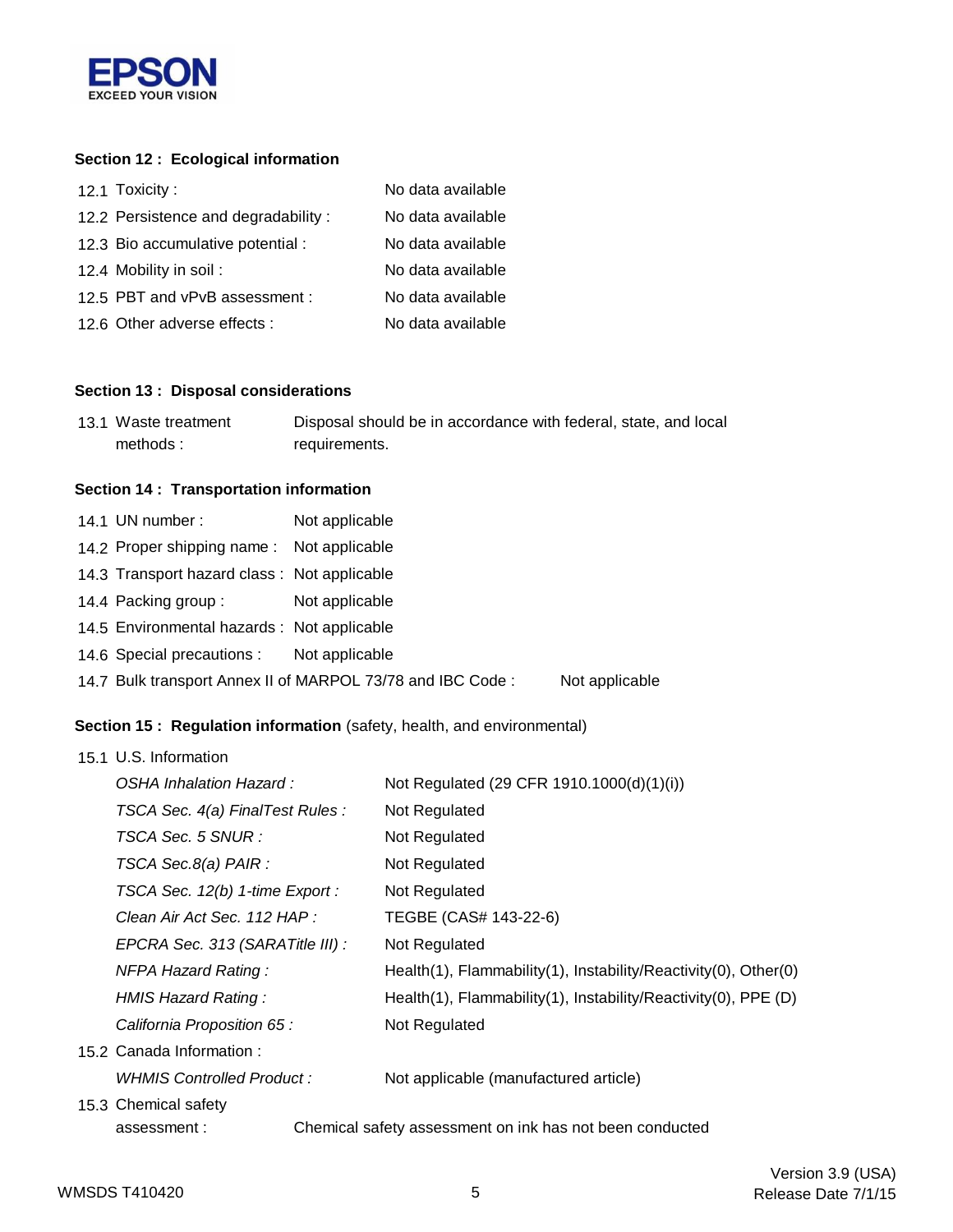## Section 12 : Ecological information

| | |
|---|---|
| 12.1 Toxicity : | No data available |
| 12.2 Persistence and degradability : | No data available |
| 12.3 Bio accumulative potential : | No data available |
| 12.4 Mobility in soil : | No data available |
| 12.5 PBT and vPvB assessment : | No data available |
| 12.6 Other adverse effects : | No data available |

## Section 13 : Disposal considerations

| | |
|---|---|
| 13.1 Waste treatment methods : | Disposal should be in accordance with federal, state, and local requirements. |

## Section 14 : Transportation information

| | |
|---|---|
| 14.1 UN number : | Not applicable |
| 14.2 Proper shipping name : | Not applicable |
| 14.3 Transport hazard class : | Not applicable |
| 14.4 Packing group : | Not applicable |
| 14.5 Environmental hazards : | Not applicable |
| 14.6 Special precautions : | Not applicable |
| 14.7 Bulk transport Annex II of MARPOL 73/78 and IBC Code : | Not applicable |

## Section 15 : Regulation information (safety, health, and environmental)

15.1 U.S. Information

| | |
|---|---|
| *OSHA Inhalation Hazard :* | Not Regulated (29 CFR 1910.1000(d)(1)(i)) |
| *TSCA Sec. 4(a) FinalTest Rules :* | Not Regulated |
| *TSCA Sec. 5 SNUR :* | Not Regulated |
| *TSCA Sec.8(a) PAIR :* | Not Regulated |
| *TSCA Sec. 12(b) 1-time Export :* | Not Regulated |
| *Clean Air Act Sec. 112 HAP :* | TEGBE (CAS# 143-22-6) |
| *EPCRA Sec. 313 (SARATitle III) :* | Not Regulated |
| *NFPA Hazard Rating :* | Health(1), Flammability(1), Instability/Reactivity(0), Other(0) |
| *HMIS Hazard Rating :* | Health(1), Flammability(1), Instability/Reactivity(0), PPE (D) |
| *California Proposition 65 :* | Not Regulated |

15.2 Canada Information :

| | |
|---|---|
| *WHMIS Controlled Product :* | Not applicable (manufactured article) |

15.3 Chemical safety assessment : Chemical safety assessment on ink has not been conducted

WMSDS T410420

Version 3.9 (USA)
Release Date 7/1/15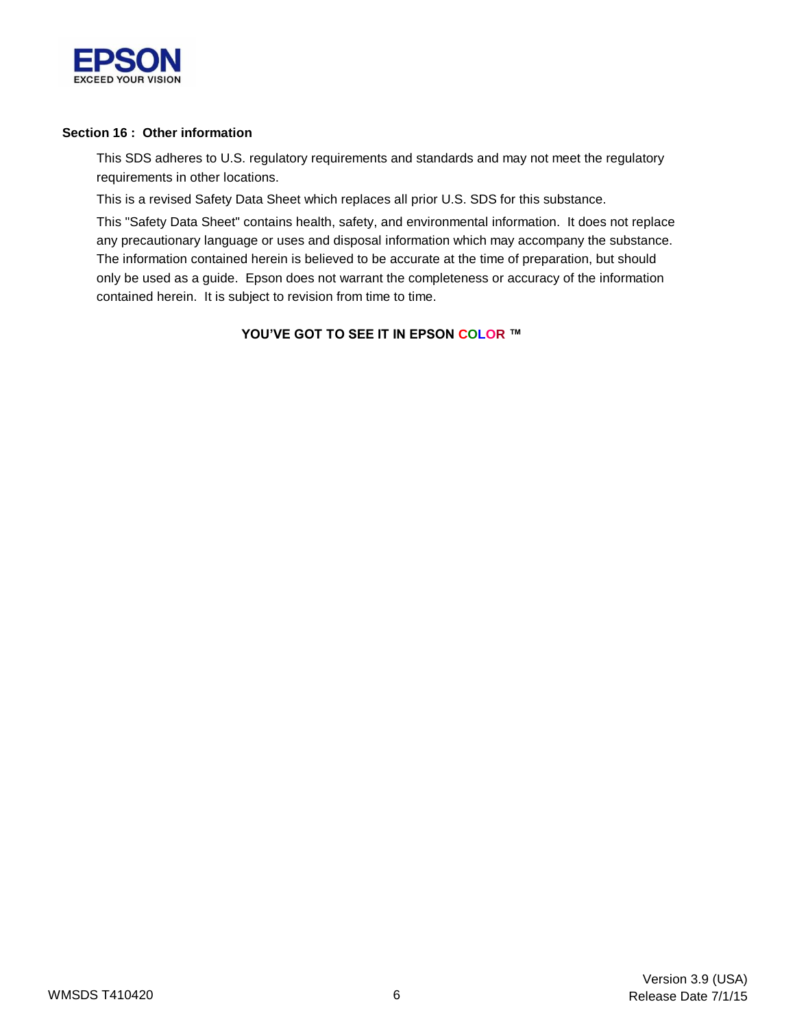## Section 16 : Other information

This SDS adheres to U.S. regulatory requirements and standards and may not meet the regulatory requirements in other locations.

This is a revised Safety Data Sheet which replaces all prior U.S. SDS for this substance.

This "Safety Data Sheet" contains health, safety, and environmental information. It does not replace any precautionary language or uses and disposal information which may accompany the substance. The information contained herein is believed to be accurate at the time of preparation, but should only be used as a guide. Epson does not warrant the completeness or accuracy of the information contained herein. It is subject to revision from time to time.

**YOU'VE GOT TO SEE IT IN EPSON COLOR ™**